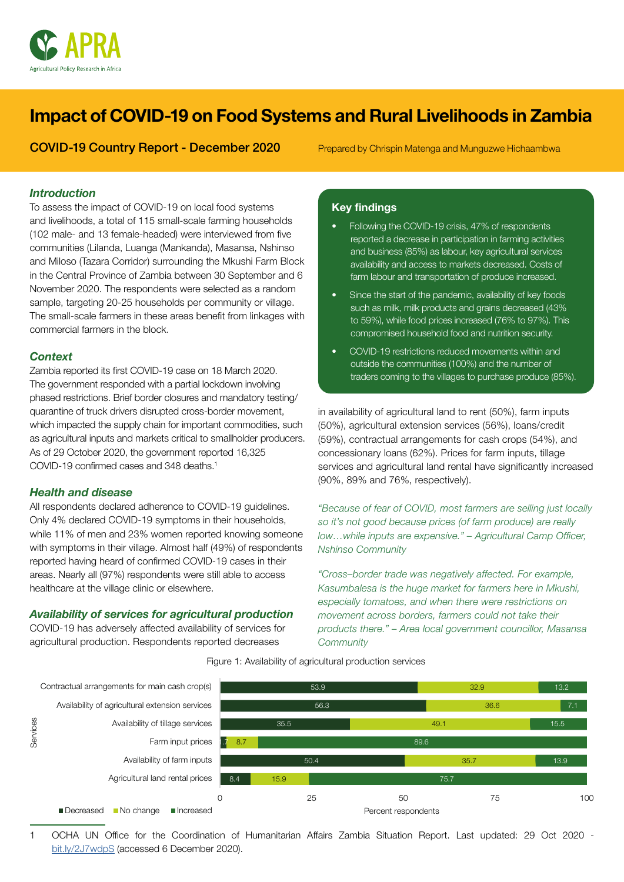APRA

Agricultural Policy Research in Africa

# Impact of COVID-19 on Food Systems and Rural Livelihoods in Zambia

**COVID-19 Country Report - December 2020**

Prepared by Chrispin Matenga and Munguzwe Hichaambwa

## Key findings

- Following the COVID-19 crisis, 47% of respondents reported a decrease in participation in farming activities and business (85%) as labour, key agricultural services availability and access to markets decreased. Costs of farm labour and transportation of produce increased.
- Since the start of the pandemic, availability of key foods such as milk, milk products and grains decreased (43% to 59%), while food prices increased (76% to 97%). This compromised household food and nutrition security.
- COVID-19 restrictions reduced movements within and outside the communities (100%) and the number of traders coming to the villages to purchase produce (85%).

### *Introduction*

To assess the impact of COVID-19 on local food systems and livelihoods, a total of 115 small-scale farming households (102 male- and 13 female-headed) were interviewed from five communities (Lilanda, Luanga (Mankanda), Masansa, Nshinso and Miloso (Tazara Corridor) surrounding the Mkushi Farm Block in the Central Province of Zambia between 30 September and 6 November 2020. The respondents were selected as a random sample, targeting 20-25 households per community or village. The small-scale farmers in these areas benefit from linkages with commercial farmers in the block.

### *Context*

Zambia reported its first COVID-19 case on 18 March 2020. The government responded with a partial lockdown involving phased restrictions. Brief border closures and mandatory testing/quarantine of truck drivers disrupted cross-border movement, which impacted the supply chain for important commodities, such as agricultural inputs and markets critical to smallholder producers. As of 29 October 2020, the government reported 16,325 COVID-19 confirmed cases and 348 deaths.[1]

### *Health and disease*

All respondents declared adherence to COVID-19 guidelines. Only 4% declared COVID-19 symptoms in their households, while 11% of men and 23% women reported knowing someone with symptoms in their village. Almost half (49%) of respondents reported having heard of confirmed COVID-19 cases in their areas. Nearly all (97%) respondents were still able to access healthcare at the village clinic or elsewhere.

### *Availability of services for agricultural production*

COVID-19 has adversely affected availability of services for agricultural production. Respondents reported decreases in availability of agricultural land to rent (50%), farm inputs (50%), agricultural extension services (56%), loans/credit (59%), contractual arrangements for cash crops (54%), and concessionary loans (62%). Prices for farm inputs, tillage services and agricultural land rental have significantly increased (90%, 89% and 76%, respectively).

*"Because of fear of COVID, most farmers are selling just locally so it's not good because prices (of farm produce) are really low…while inputs are expensive." – Agricultural Camp Officer, Nshinso Community*

*"Cross–border trade was negatively affected. For example, Kasumbalesa is the huge market for farmers here in Mkushi, especially tomatoes, and when there were restrictions on movement across borders, farmers could not take their products there." – Area local government councillor, Masansa Community*

Figure 1: Availability of agricultural production services

| Services | Decreased | No change | Increased |
|---|---|---|---|
| Contractual arrangements for main cash crop(s) | 53.9 | 32.9 | 13.2 |
| Availability of agricultural extension services | 56.3 | 36.6 | 7.1 |
| Availability of tillage services | 35.5 | 49.1 | 15.5 |
| Farm input prices | 1.7 | 8.7 | 89.6 |
| Availability of farm inputs | 50.4 | 35.7 | 13.9 |
| Agricultural land rental prices | 8.4 | 15.9 | 75.7 |

Percent respondents

1 OCHA UN Office for the Coordination of Humanitarian Affairs Zambia Situation Report. Last updated: 29 Oct 2020 - bit.ly/2J7wdpS (accessed 6 December 2020).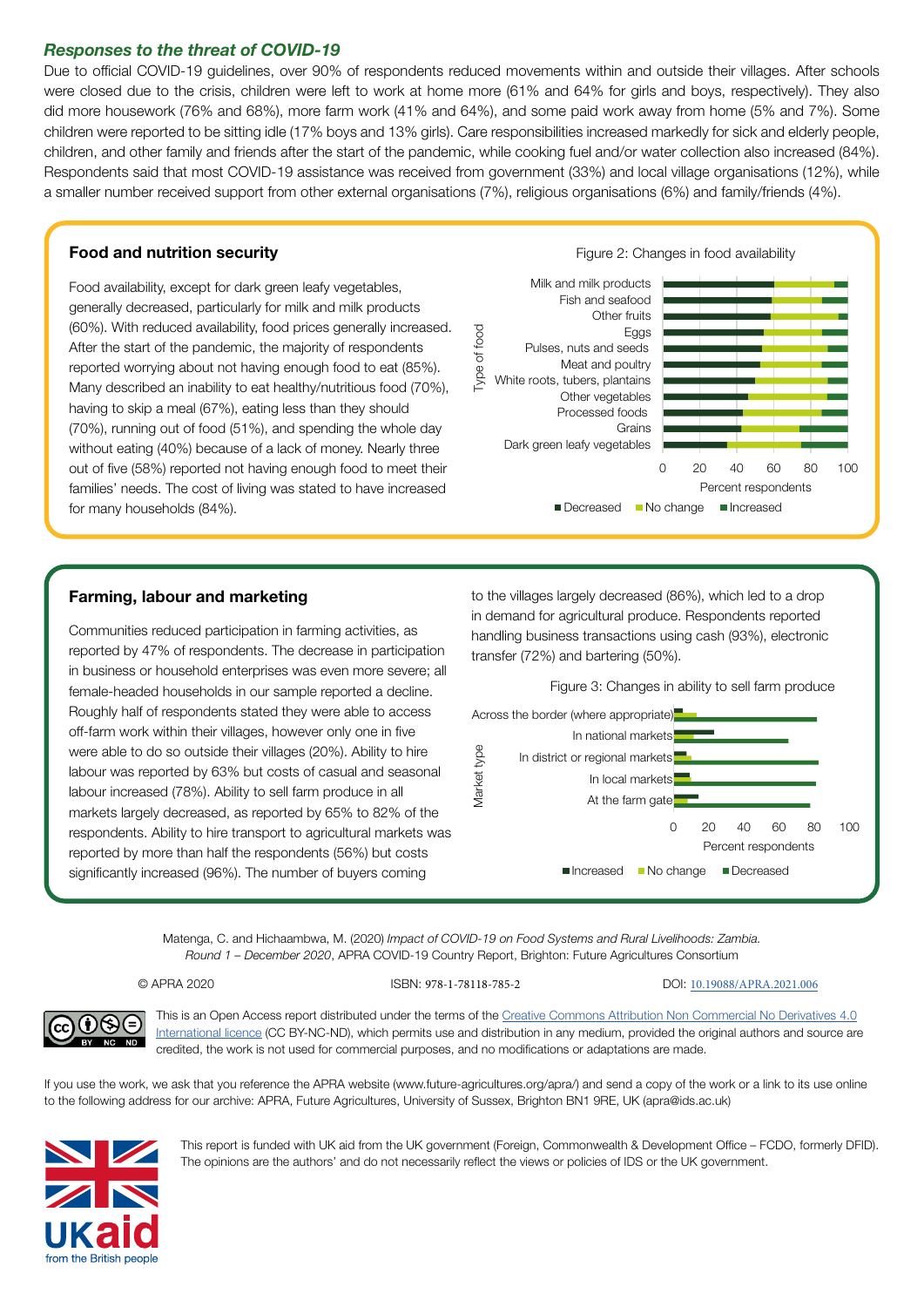### *Responses to the threat of COVID-19*

Due to official COVID-19 guidelines, over 90% of respondents reduced movements within and outside their villages. After schools were closed due to the crisis, children were left to work at home more (61% and 64% for girls and boys, respectively). They also did more housework (76% and 68%), more farm work (41% and 64%), and some paid work away from home (5% and 7%). Some children were reported to be sitting idle (17% boys and 13% girls). Care responsibilities increased markedly for sick and elderly people, children, and other family and friends after the start of the pandemic, while cooking fuel and/or water collection also increased (84%). Respondents said that most COVID-19 assistance was received from government (33%) and local village organisations (12%), while a smaller number received support from other external organisations (7%), religious organisations (6%) and family/friends (4%).

## Food and nutrition security

Food availability, except for dark green leafy vegetables, generally decreased, particularly for milk and milk products (60%). With reduced availability, food prices generally increased. After the start of the pandemic, the majority of respondents reported worrying about not having enough food to eat (85%). Many described an inability to eat healthy/nutritious food (70%), having to skip a meal (67%), eating less than they should (70%), running out of food (51%), and spending the whole day without eating (40%) because of a lack of money. Nearly three out of five (58%) reported not having enough food to meet their families' needs. The cost of living was stated to have increased for many households (84%).

Figure 2: Changes in food availability

Type of food
Milk and milk products
Fish and seafood
Other fruits
Eggs
Pulses, nuts and seeds
Meat and poultry
White roots, tubers, plantains
Other vegetables
Processed foods
Grains
Dark green leafy vegetables

0 20 40 60 80 100
Percent respondents

Decreased | No change | Increased

## Farming, labour and marketing

Communities reduced participation in farming activities, as reported by 47% of respondents. The decrease in participation in business or household enterprises was even more severe; all female-headed households in our sample reported a decline. Roughly half of respondents stated they were able to access off-farm work within their villages, however only one in five were able to do so outside their villages (20%). Ability to hire labour was reported by 63% but costs of casual and seasonal labour increased (78%). Ability to sell farm produce in all markets largely decreased, as reported by 65% to 82% of the respondents. Ability to hire transport to agricultural markets was reported by more than half the respondents (56%) but costs significantly increased (96%). The number of buyers coming to the villages largely decreased (86%), which led to a drop in demand for agricultural produce. Respondents reported handling business transactions using cash (93%), electronic transfer (72%) and bartering (50%).

Figure 3: Changes in ability to sell farm produce

Market type
Across the border (where appropriate)
In national markets
In district or regional markets
In local markets
At the farm gate

0 20 40 60 80 100
Percent respondents

Increased | No change | Decreased

Matenga, C. and Hichaambwa, M. (2020) *Impact of COVID-19 on Food Systems and Rural Livelihoods: Zambia. Round 1 – December 2020*, APRA COVID-19 Country Report, Brighton: Future Agricultures Consortium

© APRA 2020 ISBN: 978-1-78118-785-2 DOI: 10.19088/APRA.2021.006

This is an Open Access report distributed under the terms of the Creative Commons Attribution Non Commercial No Derivatives 4.0 International licence (CC BY-NC-ND), which permits use and distribution in any medium, provided the original authors and source are credited, the work is not used for commercial purposes, and no modifications or adaptations are made.

If you use the work, we ask that you reference the APRA website (www.future-agricultures.org/apra/) and send a copy of the work or a link to its use online to the following address for our archive: APRA, Future Agricultures, University of Sussex, Brighton BN1 9RE, UK (apra@ids.ac.uk)

UKaid from the British people

This report is funded with UK aid from the UK government (Foreign, Commonwealth & Development Office – FCDO, formerly DFID). The opinions are the authors' and do not necessarily reflect the views or policies of IDS or the UK government.